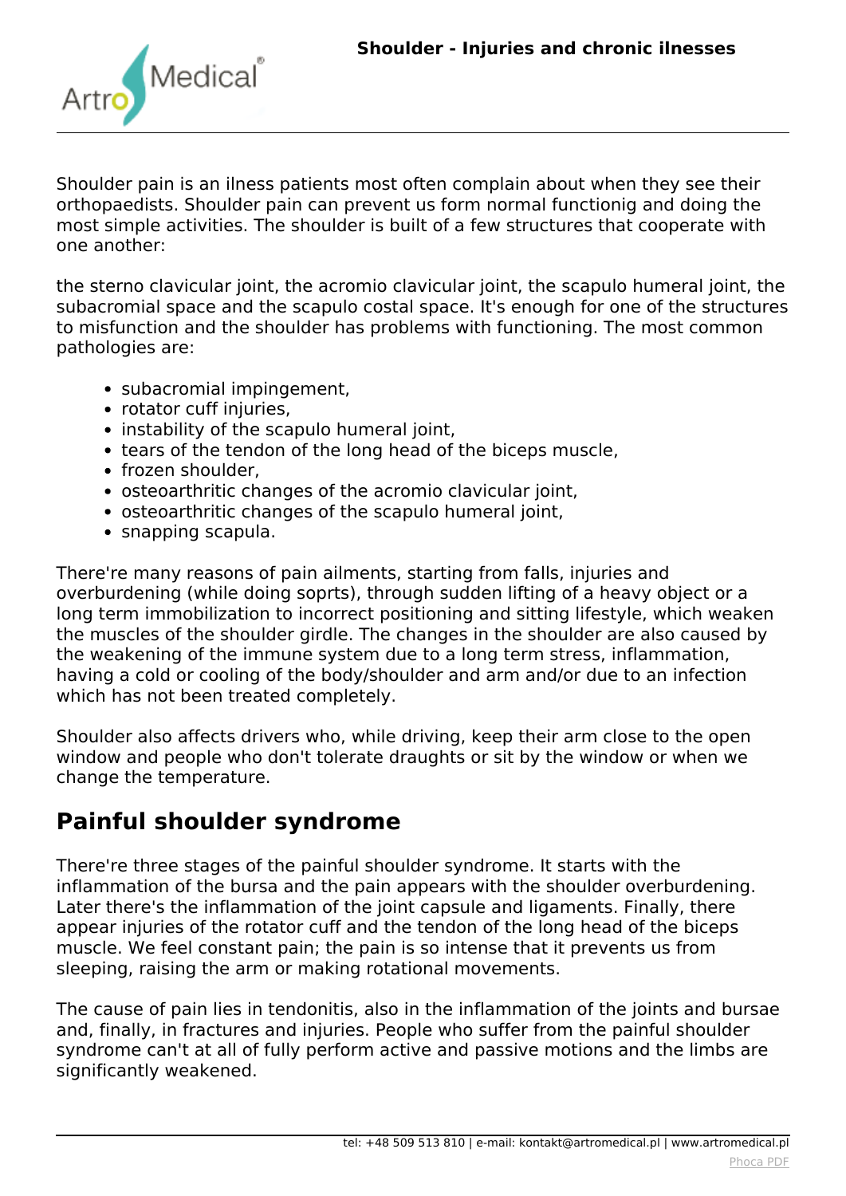# Shoulder - Injuries and chronic ilnesses

Shoulder pain is an ilness patients most often complain about when they see their orthopaedists. Shoulder pain can prevent us form normal functionig and doing the most simple activities. The shoulder is built of a few structures that cooperate with one another:

the sterno clavicular joint, the acromio clavicular joint, the scapulo humeral joint, the subacromial space and the scapulo costal space. It's enough for one of the structures to misfunction and the shoulder has problems with functioning. The most common pathologies are:

- subacromial impingement,
- rotator cuff injuries,
- instability of the scapulo humeral joint,
- tears of the tendon of the long head of the biceps muscle,
- frozen shoulder,
- osteoarthritic changes of the acromio clavicular joint,
- osteoarthritic changes of the scapulo humeral joint,
- snapping scapula.

There're many reasons of pain ailments, starting from falls, injuries and overburdening (while doing soprts), through sudden lifting of a heavy object or a long term immobilization to incorrect positioning and sitting lifestyle, which weaken the muscles of the shoulder girdle. The changes in the shoulder are also caused by the weakening of the immune system due to a long term stress, inflammation, having a cold or cooling of the body/shoulder and arm and/or due to an infection which has not been treated completely.

Shoulder also affects drivers who, while driving, keep their arm close to the open window and people who don't tolerate draughts or sit by the window or when we change the temperature.

## Painful shoulder syndrome

There're three stages of the painful shoulder syndrome. It starts with the inflammation of the bursa and the pain appears with the shoulder overburdening. Later there's the inflammation of the joint capsule and ligaments. Finally, there appear injuries of the rotator cuff and the tendon of the long head of the biceps muscle. We feel constant pain; the pain is so intense that it prevents us from sleeping, raising the arm or making rotational movements.

The cause of pain lies in tendonitis, also in the inflammation of the joints and bursae and, finally, in fractures and injuries. People who suffer from the painful shoulder syndrome can't at all of fully perform active and passive motions and the limbs are significantly weakened.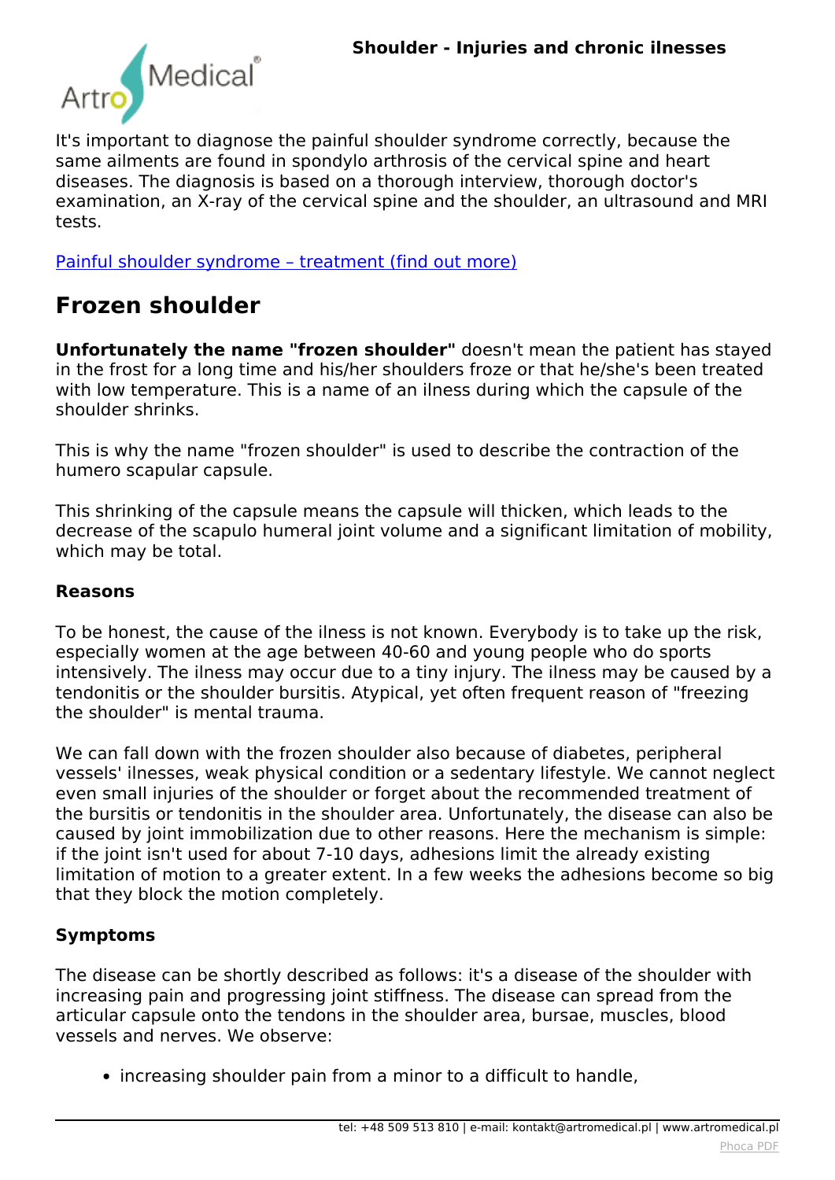It's important to diagnose the painful shoulder syndrome correctly, because the same ailments are found in spondylo arthrosis of the cervical spine and heart diseases. The diagnosis is based on a thorough interview, thorough doctor's examination, an X-ray of the cervical spine and the shoulder, an ultrasound and MRI tests.

[Painful shoulder syndrome – treatment (find out more)]

## Frozen shoulder

**Unfortunately the name "frozen shoulder"** doesn't mean the patient has stayed in the frost for a long time and his/her shoulders froze or that he/she's been treated with low temperature. This is a name of an ilness during which the capsule of the shoulder shrinks.

This is why the name "frozen shoulder" is used to describe the contraction of the humero scapular capsule.

This shrinking of the capsule means the capsule will thicken, which leads to the decrease of the scapulo humeral joint volume and a significant limitation of mobility, which may be total.

### Reasons

To be honest, the cause of the ilness is not known. Everybody is to take up the risk, especially women at the age between 40-60 and young people who do sports intensively. The ilness may occur due to a tiny injury. The ilness may be caused by a tendonitis or the shoulder bursitis. Atypical, yet often frequent reason of "freezing the shoulder" is mental trauma.

We can fall down with the frozen shoulder also because of diabetes, peripheral vessels' ilnesses, weak physical condition or a sedentary lifestyle. We cannot neglect even small injuries of the shoulder or forget about the recommended treatment of the bursitis or tendonitis in the shoulder area. Unfortunately, the disease can also be caused by joint immobilization due to other reasons. Here the mechanism is simple: if the joint isn't used for about 7-10 days, adhesions limit the already existing limitation of motion to a greater extent. In a few weeks the adhesions become so big that they block the motion completely.

### Symptoms

The disease can be shortly described as follows: it's a disease of the shoulder with increasing pain and progressing joint stiffness. The disease can spread from the articular capsule onto the tendons in the shoulder area, bursae, muscles, blood vessels and nerves. We observe:

- increasing shoulder pain from a minor to a difficult to handle,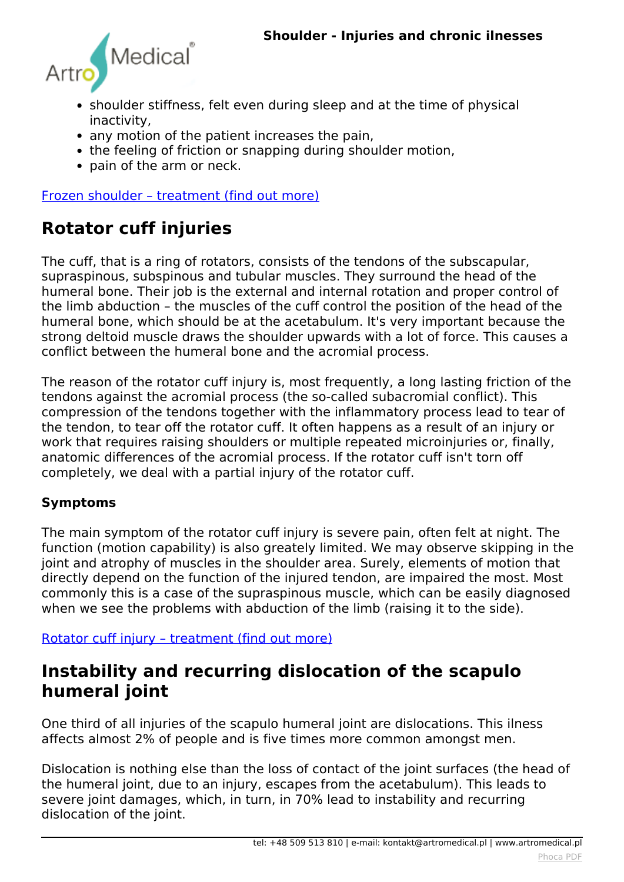- shoulder stiffness, felt even during sleep and at the time of physical inactivity,
- any motion of the patient increases the pain,
- the feeling of friction or snapping during shoulder motion,
- pain of the arm or neck.

[Frozen shoulder – treatment (find out more)]

## Rotator cuff injuries

The cuff, that is a ring of rotators, consists of the tendons of the subscapular, supraspinous, subspinous and tubular muscles. They surround the head of the humeral bone. Their job is the external and internal rotation and proper control of the limb abduction – the muscles of the cuff control the position of the head of the humeral bone, which should be at the acetabulum. It's very important because the strong deltoid muscle draws the shoulder upwards with a lot of force. This causes a conflict between the humeral bone and the acromial process.

The reason of the rotator cuff injury is, most frequently, a long lasting friction of the tendons against the acromial process (the so-called subacromial conflict). This compression of the tendons together with the inflammatory process lead to tear of the tendon, to tear off the rotator cuff. It often happens as a result of an injury or work that requires raising shoulders or multiple repeated microinjuries or, finally, anatomic differences of the acromial process. If the rotator cuff isn't torn off completely, we deal with a partial injury of the rotator cuff.

### Symptoms

The main symptom of the rotator cuff injury is severe pain, often felt at night. The function (motion capability) is also greately limited. We may observe skipping in the joint and atrophy of muscles in the shoulder area. Surely, elements of motion that directly depend on the function of the injured tendon, are impaired the most. Most commonly this is a case of the supraspinous muscle, which can be easily diagnosed when we see the problems with abduction of the limb (raising it to the side).

[Rotator cuff injury – treatment (find out more)]

## Instability and recurring dislocation of the scapulo humeral joint

One third of all injuries of the scapulo humeral joint are dislocations. This ilness affects almost 2% of people and is five times more common amongst men.

Dislocation is nothing else than the loss of contact of the joint surfaces (the head of the humeral joint, due to an injury, escapes from the acetabulum). This leads to severe joint damages, which, in turn, in 70% lead to instability and recurring dislocation of the joint.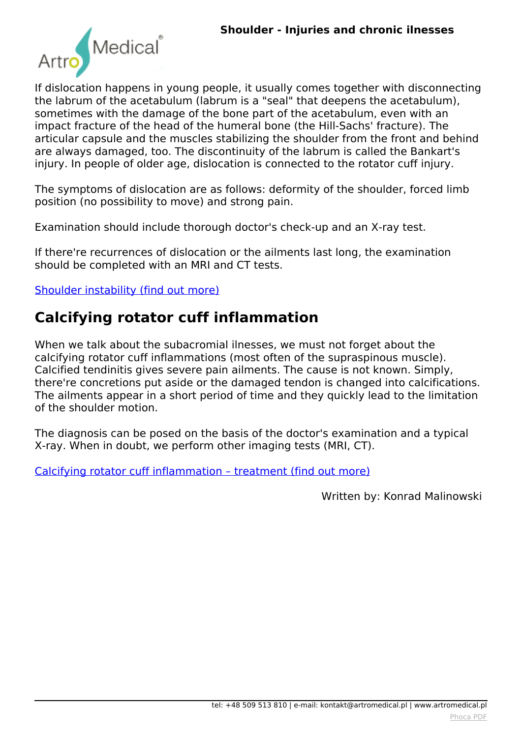If dislocation happens in young people, it usually comes together with disconnecting the labrum of the acetabulum (labrum is a "seal" that deepens the acetabulum), sometimes with the damage of the bone part of the acetabulum, even with an impact fracture of the head of the humeral bone (the Hill-Sachs' fracture). The articular capsule and the muscles stabilizing the shoulder from the front and behind are always damaged, too. The discontinuity of the labrum is called the Bankart's injury. In people of older age, dislocation is connected to the rotator cuff injury.

The symptoms of dislocation are as follows: deformity of the shoulder, forced limb position (no possibility to move) and strong pain.

Examination should include thorough doctor's check-up and an X-ray test.

If there're recurrences of dislocation or the ailments last long, the examination should be completed with an MRI and CT tests.

[Shoulder instability (find out more)]

## Calcifying rotator cuff inflammation

When we talk about the subacromial ilnesses, we must not forget about the calcifying rotator cuff inflammations (most often of the supraspinous muscle). Calcified tendinitis gives severe pain ailments. The cause is not known. Simply, there're concretions put aside or the damaged tendon is changed into calcifications. The ailments appear in a short period of time and they quickly lead to the limitation of the shoulder motion.

The diagnosis can be posed on the basis of the doctor's examination and a typical X-ray. When in doubt, we perform other imaging tests (MRI, CT).

[Calcifying rotator cuff inflammation – treatment (find out more)]

Written by: Konrad Malinowski